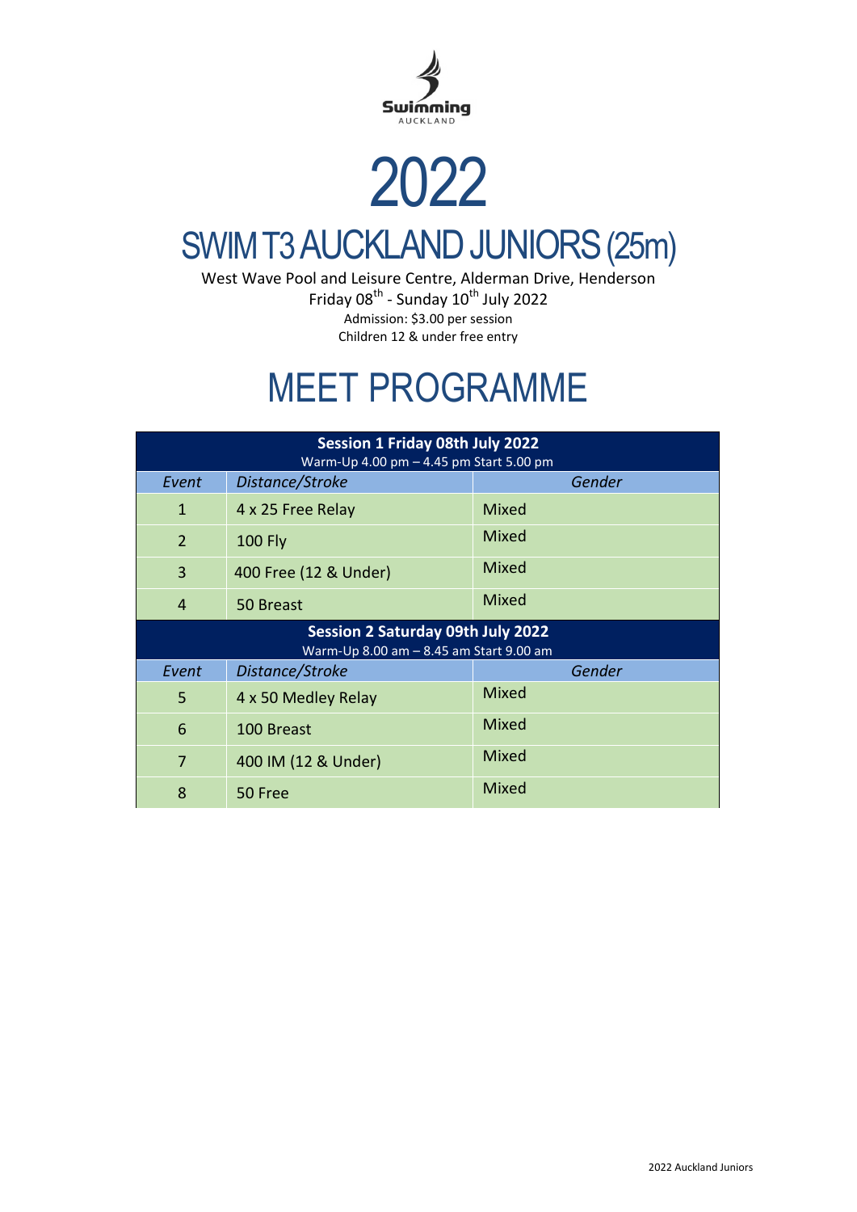Swimming AUCKLAND

# 2022

# SWIM T3 AUCKLAND JUNIORS (25m)

West Wave Pool and Leisure Centre, Alderman Drive, Henderson

Friday 08th - Sunday 10th July 2022

Admission: $3.00 per session

Children 12 & under free entry

# MEET PROGRAMME

| Session 1 Friday 08th July 2022<br>Warm-Up 4.00 pm – 4.45 pm Start 5.00 pm | | |
|---|---|---|
| *Event* | *Distance/Stroke* | *Gender* |
| 1 | 4 x 25 Free Relay | Mixed |
| 2 | 100 Fly | Mixed |
| 3 | 400 Free (12 & Under) | Mixed |
| 4 | 50 Breast | Mixed |
| **Session 2 Saturday 09th July 2022**<br>Warm-Up 8.00 am – 8.45 am Start 9.00 am | | |
| *Event* | *Distance/Stroke* | *Gender* |
| 5 | 4 x 50 Medley Relay | Mixed |
| 6 | 100 Breast | Mixed |
| 7 | 400 IM (12 & Under) | Mixed |
| 8 | 50 Free | Mixed |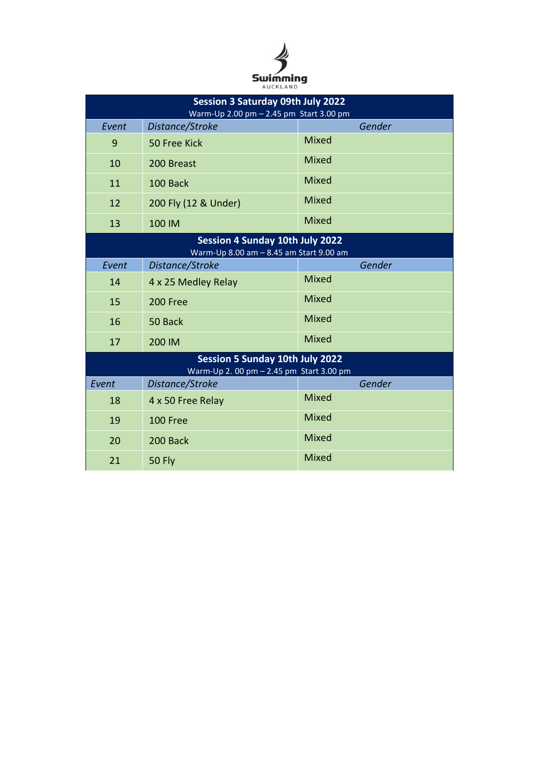Swimming AUCKLAND

| Session 3 Saturday 09th July 2022<br>Warm-Up 2.00 pm – 2.45 pm Start 3.00 pm | | |
|---|---|---|
| *Event* | *Distance/Stroke* | *Gender* |
| 9 | 50 Free Kick | Mixed |
| 10 | 200 Breast | Mixed |
| 11 | 100 Back | Mixed |
| 12 | 200 Fly (12 & Under) | Mixed |
| 13 | 100 IM | Mixed |
| **Session 4 Sunday 10th July 2022**<br>Warm-Up 8.00 am – 8.45 am Start 9.00 am | | |
| *Event* | *Distance/Stroke* | *Gender* |
| 14 | 4 x 25 Medley Relay | Mixed |
| 15 | 200 Free | Mixed |
| 16 | 50 Back | Mixed |
| 17 | 200 IM | Mixed |
| **Session 5 Sunday 10th July 2022**<br>Warm-Up 2. 00 pm – 2.45 pm Start 3.00 pm | | |
| *Event* | *Distance/Stroke* | *Gender* |
| 18 | 4 x 50 Free Relay | Mixed |
| 19 | 100 Free | Mixed |
| 20 | 200 Back | Mixed |
| 21 | 50 Fly | Mixed |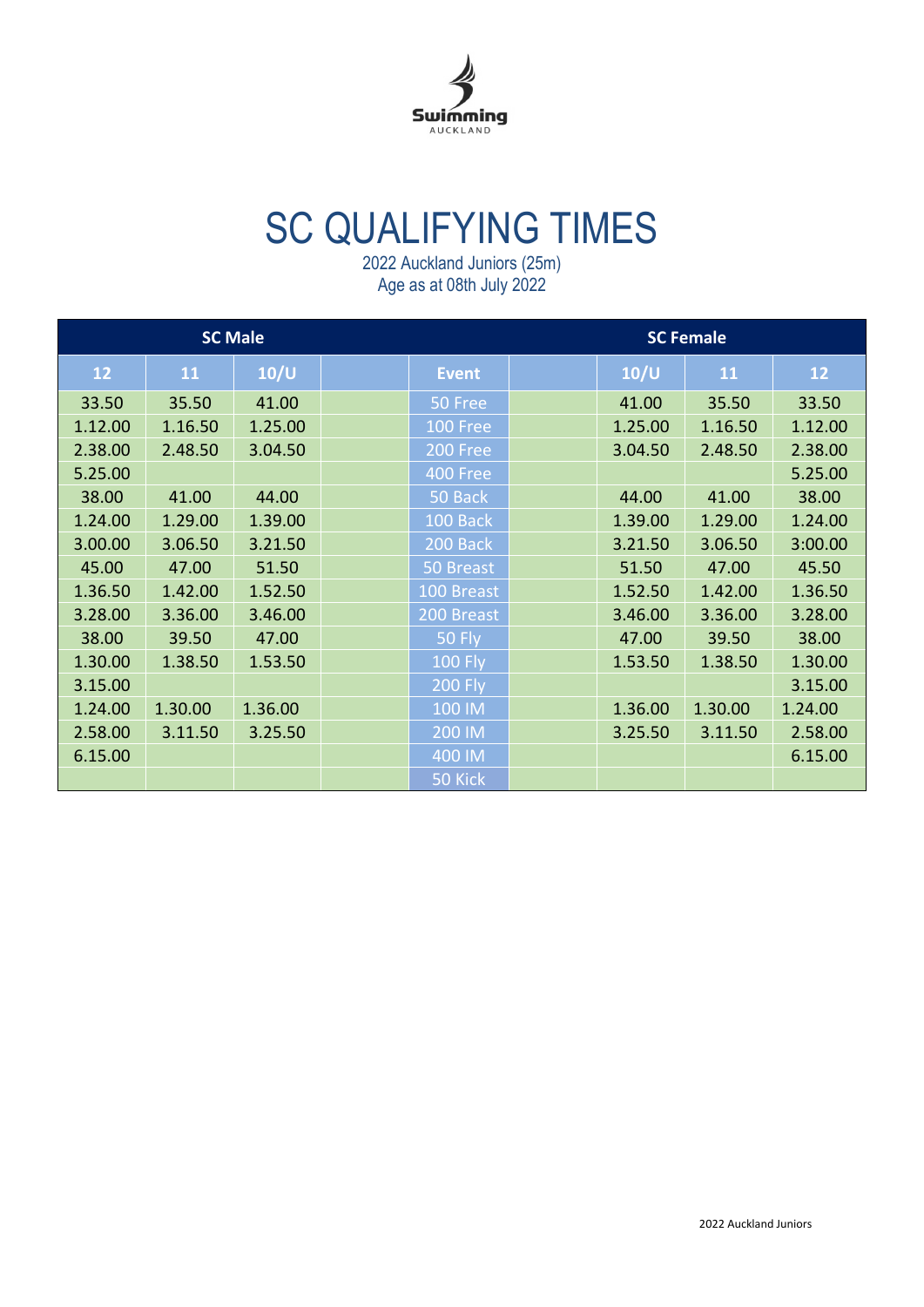Swimming AUCKLAND

# SC QUALIFYING TIMES

2022 Auckland Juniors (25m)
Age as at 08th July 2022

| SC Male | | | | | | SC Female | | |
|---|---|---|---|---|---|---|---|---|
| 12 | 11 | 10/U | | Event | | 10/U | 11 | 12 |
| 33.50 | 35.50 | 41.00 | | 50 Free | | 41.00 | 35.50 | 33.50 |
| 1.12.00 | 1.16.50 | 1.25.00 | | 100 Free | | 1.25.00 | 1.16.50 | 1.12.00 |
| 2.38.00 | 2.48.50 | 3.04.50 | | 200 Free | | 3.04.50 | 2.48.50 | 2.38.00 |
| 5.25.00 | | | | 400 Free | | | | 5.25.00 |
| 38.00 | 41.00 | 44.00 | | 50 Back | | 44.00 | 41.00 | 38.00 |
| 1.24.00 | 1.29.00 | 1.39.00 | | 100 Back | | 1.39.00 | 1.29.00 | 1.24.00 |
| 3.00.00 | 3.06.50 | 3.21.50 | | 200 Back | | 3.21.50 | 3.06.50 | 3:00.00 |
| 45.00 | 47.00 | 51.50 | | 50 Breast | | 51.50 | 47.00 | 45.50 |
| 1.36.50 | 1.42.00 | 1.52.50 | | 100 Breast | | 1.52.50 | 1.42.00 | 1.36.50 |
| 3.28.00 | 3.36.00 | 3.46.00 | | 200 Breast | | 3.46.00 | 3.36.00 | 3.28.00 |
| 38.00 | 39.50 | 47.00 | | 50 Fly | | 47.00 | 39.50 | 38.00 |
| 1.30.00 | 1.38.50 | 1.53.50 | | 100 Fly | | 1.53.50 | 1.38.50 | 1.30.00 |
| 3.15.00 | | | | 200 Fly | | | | 3.15.00 |
| 1.24.00 | 1.30.00 | 1.36.00 | | 100 IM | | 1.36.00 | 1.30.00 | 1.24.00 |
| 2.58.00 | 3.11.50 | 3.25.50 | | 200 IM | | 3.25.50 | 3.11.50 | 2.58.00 |
| 6.15.00 | | | | 400 IM | | | | 6.15.00 |
| | | | | 50 Kick | | | | |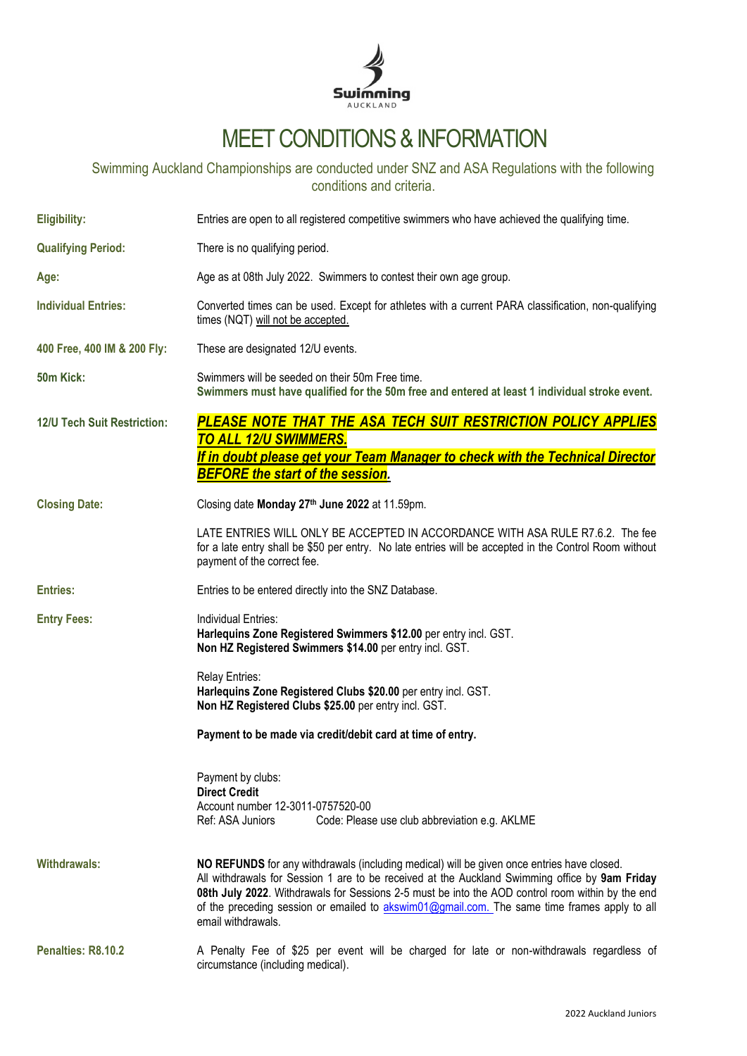Swimming AUCKLAND

# MEET CONDITIONS & INFORMATION

Swimming Auckland Championships are conducted under SNZ and ASA Regulations with the following conditions and criteria.

| | |
|---|---|
| **Eligibility:** | Entries are open to all registered competitive swimmers who have achieved the qualifying time. |
| **Qualifying Period:** | There is no qualifying period. |
| **Age:** | Age as at 08th July 2022. Swimmers to contest their own age group. |
| **Individual Entries:** | Converted times can be used. Except for athletes with a current PARA classification, non-qualifying times (NQT) will not be accepted. |
| **400 Free, 400 IM & 200 Fly:** | These are designated 12/U events. |
| **50m Kick:** | Swimmers will be seeded on their 50m Free time. **Swimmers must have qualified for the 50m free and entered at least 1 individual stroke event.** |
| **12/U Tech Suit Restriction:** | ***PLEASE NOTE THAT THE ASA TECH SUIT RESTRICTION POLICY APPLIES TO ALL 12/U SWIMMERS. If in doubt please get your Team Manager to check with the Technical Director BEFORE the start of the session.*** |
| **Closing Date:** | Closing date **Monday 27th June 2022** at 11.59pm. LATE ENTRIES WILL ONLY BE ACCEPTED IN ACCORDANCE WITH ASA RULE R7.6.2. The fee for a late entry shall be $50 per entry. No late entries will be accepted in the Control Room without payment of the correct fee. |
| **Entries:** | Entries to be entered directly into the SNZ Database. |
| **Entry Fees:** | Individual Entries: **Harlequins Zone Registered Swimmers $12.00** per entry incl. GST. **Non HZ Registered Swimmers $14.00** per entry incl. GST. Relay Entries: **Harlequins Zone Registered Clubs $20.00** per entry incl. GST. **Non HZ Registered Clubs $25.00** per entry incl. GST. **Payment to be made via credit/debit card at time of entry.** Payment by clubs: **Direct Credit** Account number 12-3011-0757520-00 Ref: ASA Juniors Code: Please use club abbreviation e.g. AKLME |
| **Withdrawals:** | **NO REFUNDS** for any withdrawals (including medical) will be given once entries have closed. All withdrawals for Session 1 are to be received at the Auckland Swimming office by **9am Friday 08th July 2022**. Withdrawals for Sessions 2-5 must be into the AOD control room within by the end of the preceding session or emailed to akswim01@gmail.com. The same time frames apply to all email withdrawals. |
| **Penalties: R8.10.2** | A Penalty Fee of $25 per event will be charged for late or non-withdrawals regardless of circumstance (including medical). |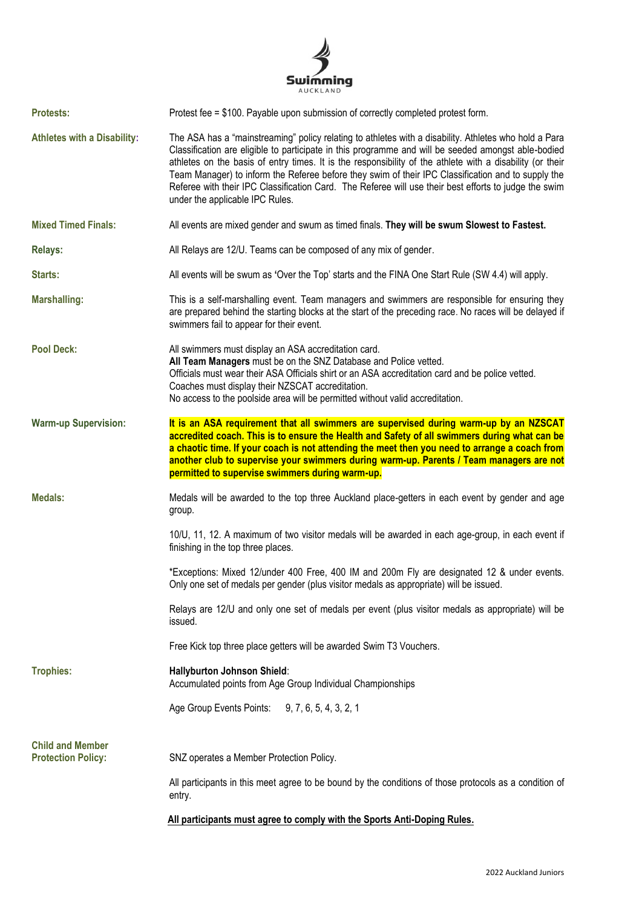**Protests:** Protest fee = $100. Payable upon submission of correctly completed protest form.

**Athletes with a Disability:** The ASA has a "mainstreaming" policy relating to athletes with a disability. Athletes who hold a Para Classification are eligible to participate in this programme and will be seeded amongst able-bodied athletes on the basis of entry times. It is the responsibility of the athlete with a disability (or their Team Manager) to inform the Referee before they swim of their IPC Classification and to supply the Referee with their IPC Classification Card. The Referee will use their best efforts to judge the swim under the applicable IPC Rules.

**Mixed Timed Finals:** All events are mixed gender and swum as timed finals. **They will be swum Slowest to Fastest.**

**Relays:** All Relays are 12/U. Teams can be composed of any mix of gender.

**Starts:** All events will be swum as 'Over the Top' starts and the FINA One Start Rule (SW 4.4) will apply.

**Marshalling:** This is a self-marshalling event. Team managers and swimmers are responsible for ensuring they are prepared behind the starting blocks at the start of the preceding race. No races will be delayed if swimmers fail to appear for their event.

**Pool Deck:** All swimmers must display an ASA accreditation card.
**All Team Managers** must be on the SNZ Database and Police vetted.
Officials must wear their ASA Officials shirt or an ASA accreditation card and be police vetted.
Coaches must display their NZSCAT accreditation.
No access to the poolside area will be permitted without valid accreditation.

**Warm-up Supervision:** **It is an ASA requirement that all swimmers are supervised during warm-up by an NZSCAT accredited coach. This is to ensure the Health and Safety of all swimmers during what can be a chaotic time. If your coach is not attending the meet then you need to arrange a coach from another club to supervise your swimmers during warm-up. Parents / Team managers are not permitted to supervise swimmers during warm-up.**

**Medals:** Medals will be awarded to the top three Auckland place-getters in each event by gender and age group.

10/U, 11, 12. A maximum of two visitor medals will be awarded in each age-group, in each event if finishing in the top three places.

*Exceptions: Mixed 12/under 400 Free, 400 IM and 200m Fly are designated 12 & under events. Only one set of medals per gender (plus visitor medals as appropriate) will be issued.

Relays are 12/U and only one set of medals per event (plus visitor medals as appropriate) will be issued.

Free Kick top three place getters will be awarded Swim T3 Vouchers.

**Trophies:** **Hallyburton Johnson Shield**:
Accumulated points from Age Group Individual Championships

Age Group Events Points: 9, 7, 6, 5, 4, 3, 2, 1

**Child and Member Protection Policy:** SNZ operates a Member Protection Policy.

All participants in this meet agree to be bound by the conditions of those protocols as a condition of entry.

**All participants must agree to comply with the Sports Anti-Doping Rules.**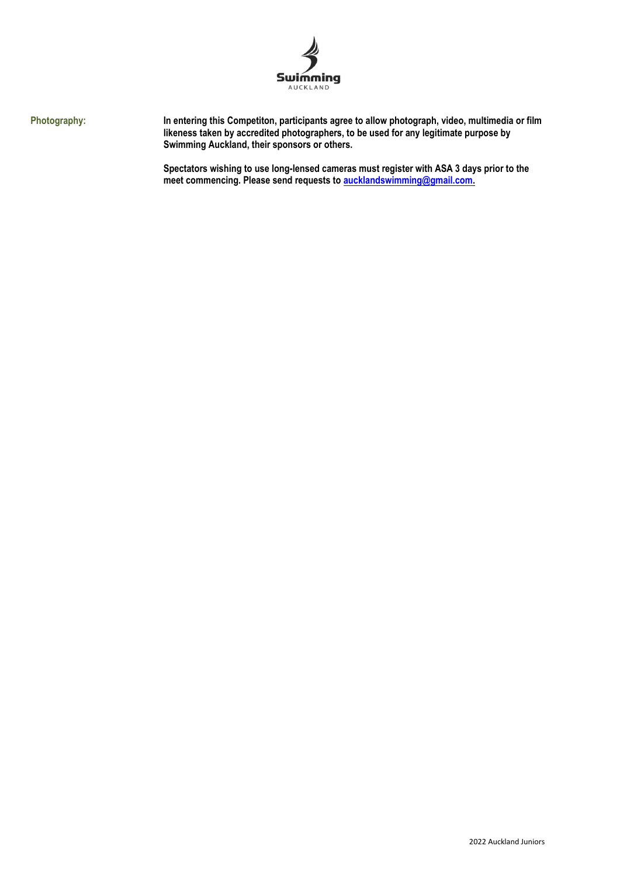**Photography:**

**In entering this Competiton, participants agree to allow photograph, video, multimedia or film likeness taken by accredited photographers, to be used for any legitimate purpose by Swimming Auckland, their sponsors or others.**

**Spectators wishing to use long-lensed cameras must register with ASA 3 days prior to the meet commencing. Please send requests to aucklandswimming@gmail.com.**